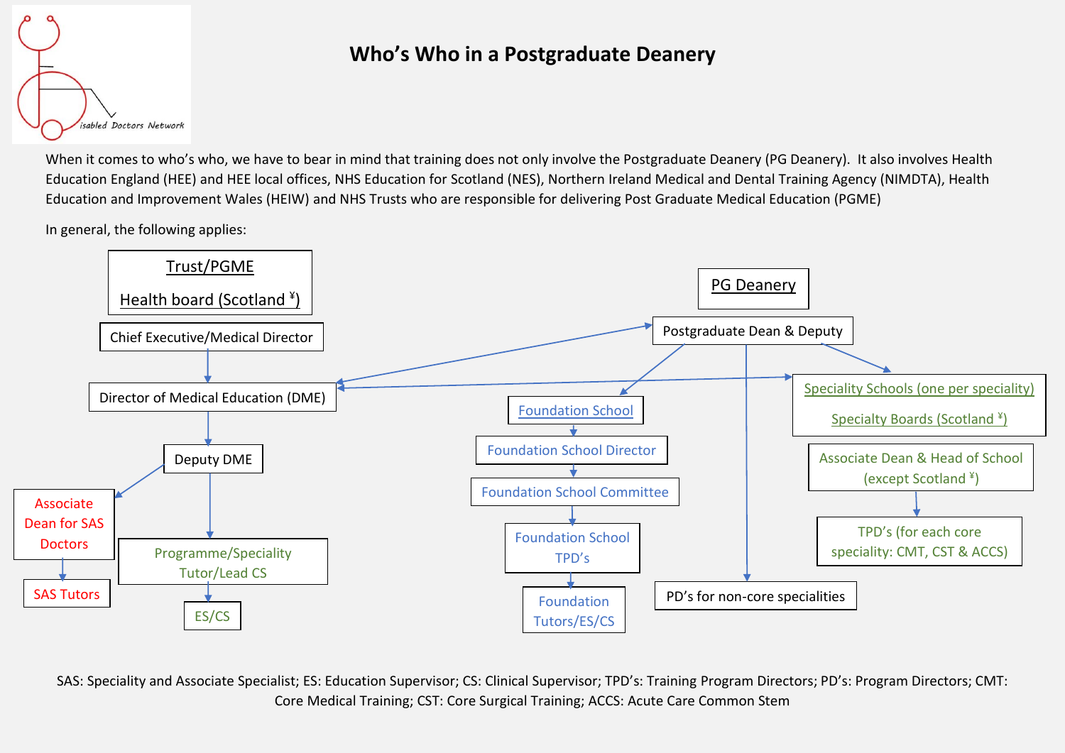# Who's Who in a Postgraduate Deanery

When it comes to who's who, we have to bear in mind that training does not only involve the Postgraduate Deanery (PG Deanery). It also involves Health Education England (HEE) and HEE local offices, NHS Education for Scotland (NES), Northern Ireland Medical and Dental Training Agency (NIMDTA), Health Education and Improvement Wales (HEIW) and NHS Trusts who are responsible for delivering Post Graduate Medical Education (PGME)

In general, the following applies:

**Trust/PGME**
**Health board (Scotland ¥)**

- Chief Executive/Medical Director
  - Director of Medical Education (DME)
    - Deputy DME
      - Associate Dean for SAS Doctors
        - SAS Tutors
      - Programme/Speciality Tutor/Lead CS
        - ES/CS

**PG Deanery**

- Postgraduate Dean & Deputy
  - Director of Medical Education (DME)
  - Foundation School
    - Foundation School Director
      - Foundation School Committee
        - Foundation School TPD's
          - Foundation Tutors/ES/CS
  - PD's for non-core specialities
  - Speciality Schools (one per speciality)
    Specialty Boards (Scotland ¥)
    - Associate Dean & Head of School (except Scotland ¥)
      - TPD's (for each core speciality: CMT, CST & ACCS)

SAS: Speciality and Associate Specialist; ES: Education Supervisor; CS: Clinical Supervisor; TPD's: Training Program Directors; PD's: Program Directors; CMT: Core Medical Training; CST: Core Surgical Training; ACCS: Acute Care Common Stem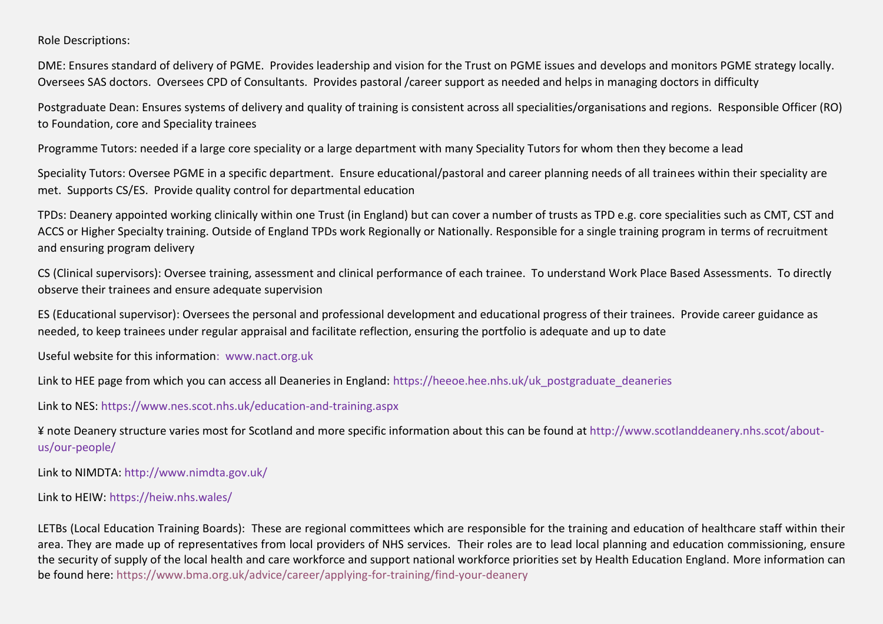Role Descriptions:

DME: Ensures standard of delivery of PGME. Provides leadership and vision for the Trust on PGME issues and develops and monitors PGME strategy locally. Oversees SAS doctors. Oversees CPD of Consultants. Provides pastoral /career support as needed and helps in managing doctors in difficulty

Postgraduate Dean: Ensures systems of delivery and quality of training is consistent across all specialities/organisations and regions. Responsible Officer (RO) to Foundation, core and Speciality trainees

Programme Tutors: needed if a large core speciality or a large department with many Speciality Tutors for whom then they become a lead

Speciality Tutors: Oversee PGME in a specific department. Ensure educational/pastoral and career planning needs of all trainees within their speciality are met. Supports CS/ES. Provide quality control for departmental education

TPDs: Deanery appointed working clinically within one Trust (in England) but can cover a number of trusts as TPD e.g. core specialities such as CMT, CST and ACCS or Higher Specialty training. Outside of England TPDs work Regionally or Nationally. Responsible for a single training program in terms of recruitment and ensuring program delivery

CS (Clinical supervisors): Oversee training, assessment and clinical performance of each trainee. To understand Work Place Based Assessments. To directly observe their trainees and ensure adequate supervision

ES (Educational supervisor): Oversees the personal and professional development and educational progress of their trainees. Provide career guidance as needed, to keep trainees under regular appraisal and facilitate reflection, ensuring the portfolio is adequate and up to date

Useful website for this information: www.nact.org.uk

Link to HEE page from which you can access all Deaneries in England: https://heeoe.hee.nhs.uk/uk_postgraduate_deaneries

Link to NES: https://www.nes.scot.nhs.uk/education-and-training.aspx

¥ note Deanery structure varies most for Scotland and more specific information about this can be found at http://www.scotlanddeanery.nhs.scot/about-us/our-people/

Link to NIMDTA: http://www.nimdta.gov.uk/

Link to HEIW: https://heiw.nhs.wales/

LETBs (Local Education Training Boards): These are regional committees which are responsible for the training and education of healthcare staff within their area. They are made up of representatives from local providers of NHS services. Their roles are to lead local planning and education commissioning, ensure the security of supply of the local health and care workforce and support national workforce priorities set by Health Education England. More information can be found here: https://www.bma.org.uk/advice/career/applying-for-training/find-your-deanery